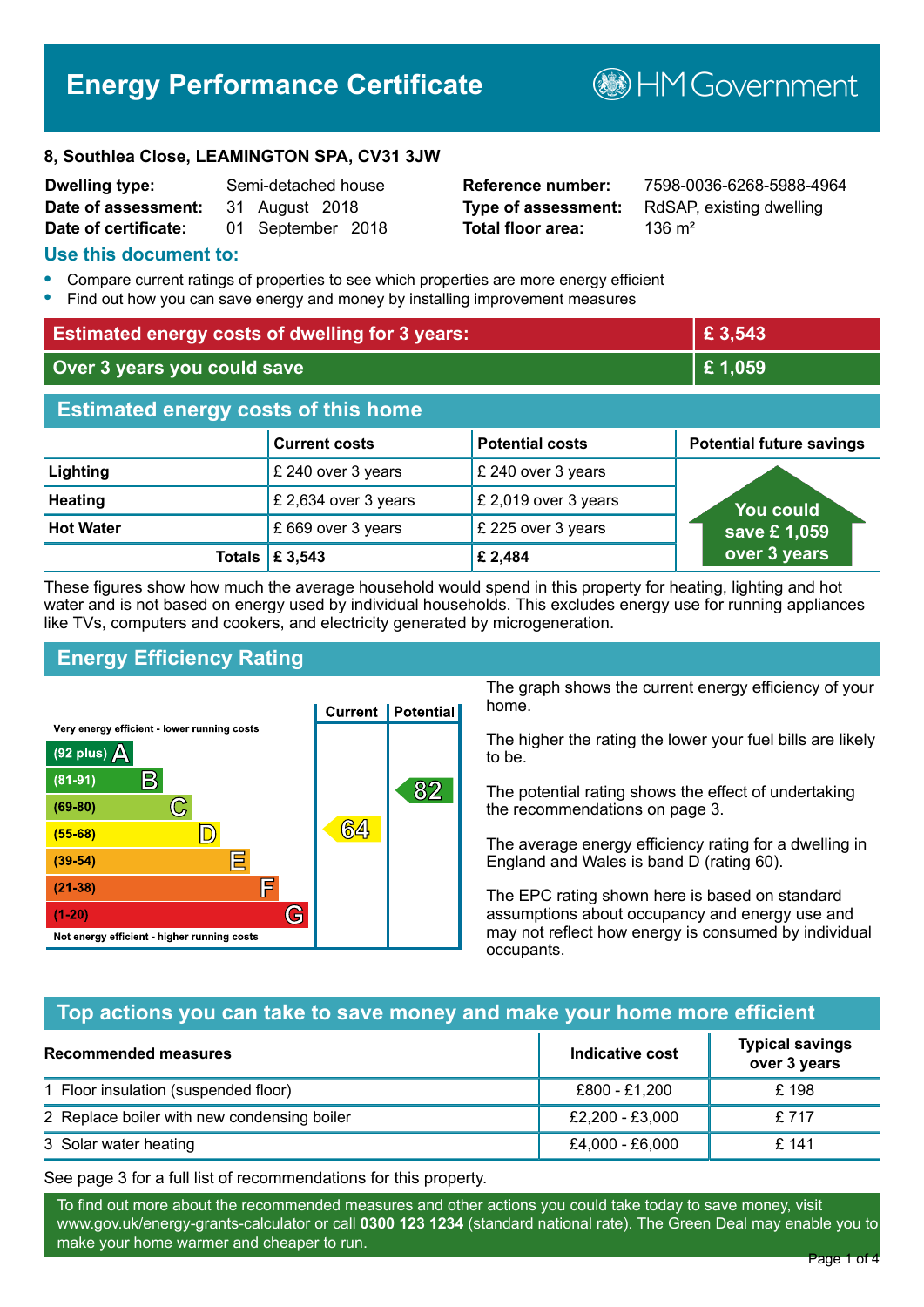# Energy Performance Certificate

HM Government

**8, Southlea Close, LEAMINGTON SPA, CV31 3JW**

| | | | |
|---|---|---|---|
| **Dwelling type:** | Semi-detached house | **Reference number:** | 7598-0036-6268-5988-4964 |
| **Date of assessment:** | 31 August 2018 | **Type of assessment:** | RdSAP, existing dwelling |
| **Date of certificate:** | 01 September 2018 | **Total floor area:** | 136 m² |

## Use this document to:

- Compare current ratings of properties to see which properties are more energy efficient
- Find out how you can save energy and money by installing improvement measures

| | |
|---|---|
| **Estimated energy costs of dwelling for 3 years:** | **£ 3,543** |
| **Over 3 years you could save** | **£ 1,059** |

## Estimated energy costs of this home

| | Current costs | Potential costs | Potential future savings |
|---|---|---|---|
| **Lighting** | £ 240 over 3 years | £ 240 over 3 years | You could save £ 1,059 over 3 years |
| **Heating** | £ 2,634 over 3 years | £ 2,019 over 3 years | |
| **Hot Water** | £ 669 over 3 years | £ 225 over 3 years | |
| **Totals** | **£ 3,543** | **£ 2,484** | |

These figures show how much the average household would spend in this property for heating, lighting and hot water and is not based on energy used by individual households. This excludes energy use for running appliances like TVs, computers and cookers, and electricity generated by microgeneration.

## Energy Efficiency Rating

| Rating band | Current | Potential |
|---|---|---|
| Very energy efficient - lower running costs | | |
| (92 plus) A | | |
| (81-91) B | | 82 |
| (69-80) C | | |
| (55-68) D | 64 | |
| (39-54) E | | |
| (21-38) F | | |
| (1-20) G | | |
| Not energy efficient - higher running costs | | |

The graph shows the current energy efficiency of your home.

The higher the rating the lower your fuel bills are likely to be.

The potential rating shows the effect of undertaking the recommendations on page 3.

The average energy efficiency rating for a dwelling in England and Wales is band D (rating 60).

The EPC rating shown here is based on standard assumptions about occupancy and energy use and may not reflect how energy is consumed by individual occupants.

## Top actions you can take to save money and make your home more efficient

| Recommended measures | Indicative cost | Typical savings over 3 years |
|---|---|---|
| 1 Floor insulation (suspended floor) | £800 - £1,200 | £ 198 |
| 2 Replace boiler with new condensing boiler | £2,200 - £3,000 | £ 717 |
| 3 Solar water heating | £4,000 - £6,000 | £ 141 |

See page 3 for a full list of recommendations for this property.

To find out more about the recommended measures and other actions you could take today to save money, visit www.gov.uk/energy-grants-calculator or call **0300 123 1234** (standard national rate). The Green Deal may enable you to make your home warmer and cheaper to run.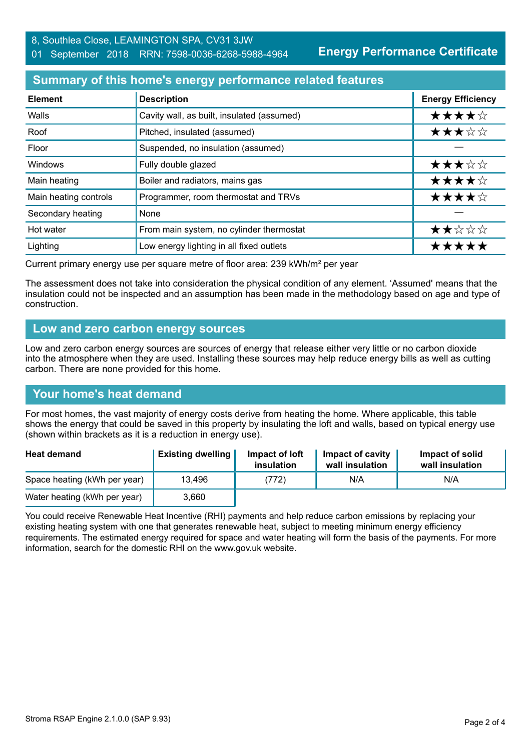8, Southlea Close, LEAMINGTON SPA, CV31 3JW
01 September 2018 RRN: 7598-0036-6268-5988-4964

**Energy Performance Certificate**

## Summary of this home's energy performance related features

| Element | Description | Energy Efficiency |
|---|---|---|
| Walls | Cavity wall, as built, insulated (assumed) | ★★★★☆ |
| Roof | Pitched, insulated (assumed) | ★★★☆☆ |
| Floor | Suspended, no insulation (assumed) | — |
| Windows | Fully double glazed | ★★★☆☆ |
| Main heating | Boiler and radiators, mains gas | ★★★★☆ |
| Main heating controls | Programmer, room thermostat and TRVs | ★★★★☆ |
| Secondary heating | None | — |
| Hot water | From main system, no cylinder thermostat | ★★☆☆☆ |
| Lighting | Low energy lighting in all fixed outlets | ★★★★★ |

Current primary energy use per square metre of floor area: 239 kWh/m² per year

The assessment does not take into consideration the physical condition of any element. 'Assumed' means that the insulation could not be inspected and an assumption has been made in the methodology based on age and type of construction.

## Low and zero carbon energy sources

Low and zero carbon energy sources are sources of energy that release either very little or no carbon dioxide into the atmosphere when they are used. Installing these sources may help reduce energy bills as well as cutting carbon. There are none provided for this home.

## Your home's heat demand

For most homes, the vast majority of energy costs derive from heating the home. Where applicable, this table shows the energy that could be saved in this property by insulating the loft and walls, based on typical energy use (shown within brackets as it is a reduction in energy use).

| Heat demand | Existing dwelling | Impact of loft insulation | Impact of cavity wall insulation | Impact of solid wall insulation |
|---|---|---|---|---|
| Space heating (kWh per year) | 13,496 | (772) | N/A | N/A |
| Water heating (kWh per year) | 3,660 | | | |

You could receive Renewable Heat Incentive (RHI) payments and help reduce carbon emissions by replacing your existing heating system with one that generates renewable heat, subject to meeting minimum energy efficiency requirements. The estimated energy required for space and water heating will form the basis of the payments. For more information, search for the domestic RHI on the www.gov.uk website.

Stroma RSAP Engine 2.1.0.0 (SAP 9.93)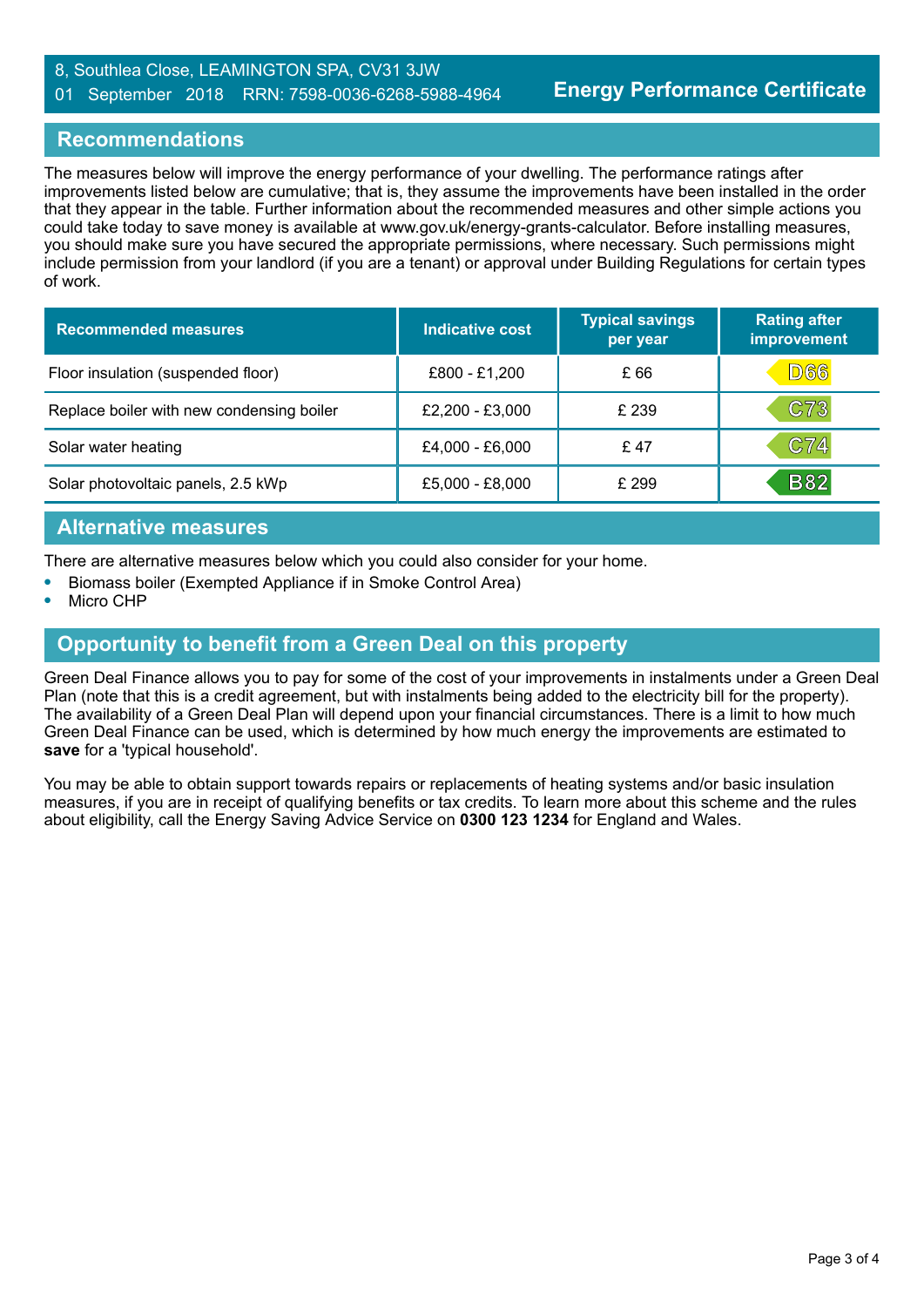8, Southlea Close, LEAMINGTON SPA, CV31 3JW
01 September 2018 RRN: 7598-0036-6268-5988-4964

# Energy Performance Certificate

## Recommendations

The measures below will improve the energy performance of your dwelling. The performance ratings after improvements listed below are cumulative; that is, they assume the improvements have been installed in the order that they appear in the table. Further information about the recommended measures and other simple actions you could take today to save money is available at www.gov.uk/energy-grants-calculator. Before installing measures, you should make sure you have secured the appropriate permissions, where necessary. Such permissions might include permission from your landlord (if you are a tenant) or approval under Building Regulations for certain types of work.

| Recommended measures | Indicative cost | Typical savings per year | Rating after improvement |
|---|---|---|---|
| Floor insulation (suspended floor) | £800 - £1,200 | £ 66 | D66 |
| Replace boiler with new condensing boiler | £2,200 - £3,000 | £ 239 | C73 |
| Solar water heating | £4,000 - £6,000 | £ 47 | C74 |
| Solar photovoltaic panels, 2.5 kWp | £5,000 - £8,000 | £ 299 | B82 |

## Alternative measures

There are alternative measures below which you could also consider for your home.

- Biomass boiler (Exempted Appliance if in Smoke Control Area)
- Micro CHP

## Opportunity to benefit from a Green Deal on this property

Green Deal Finance allows you to pay for some of the cost of your improvements in instalments under a Green Deal Plan (note that this is a credit agreement, but with instalments being added to the electricity bill for the property). The availability of a Green Deal Plan will depend upon your financial circumstances. There is a limit to how much Green Deal Finance can be used, which is determined by how much energy the improvements are estimated to **save** for a 'typical household'.

You may be able to obtain support towards repairs or replacements of heating systems and/or basic insulation measures, if you are in receipt of qualifying benefits or tax credits. To learn more about this scheme and the rules about eligibility, call the Energy Saving Advice Service on **0300 123 1234** for England and Wales.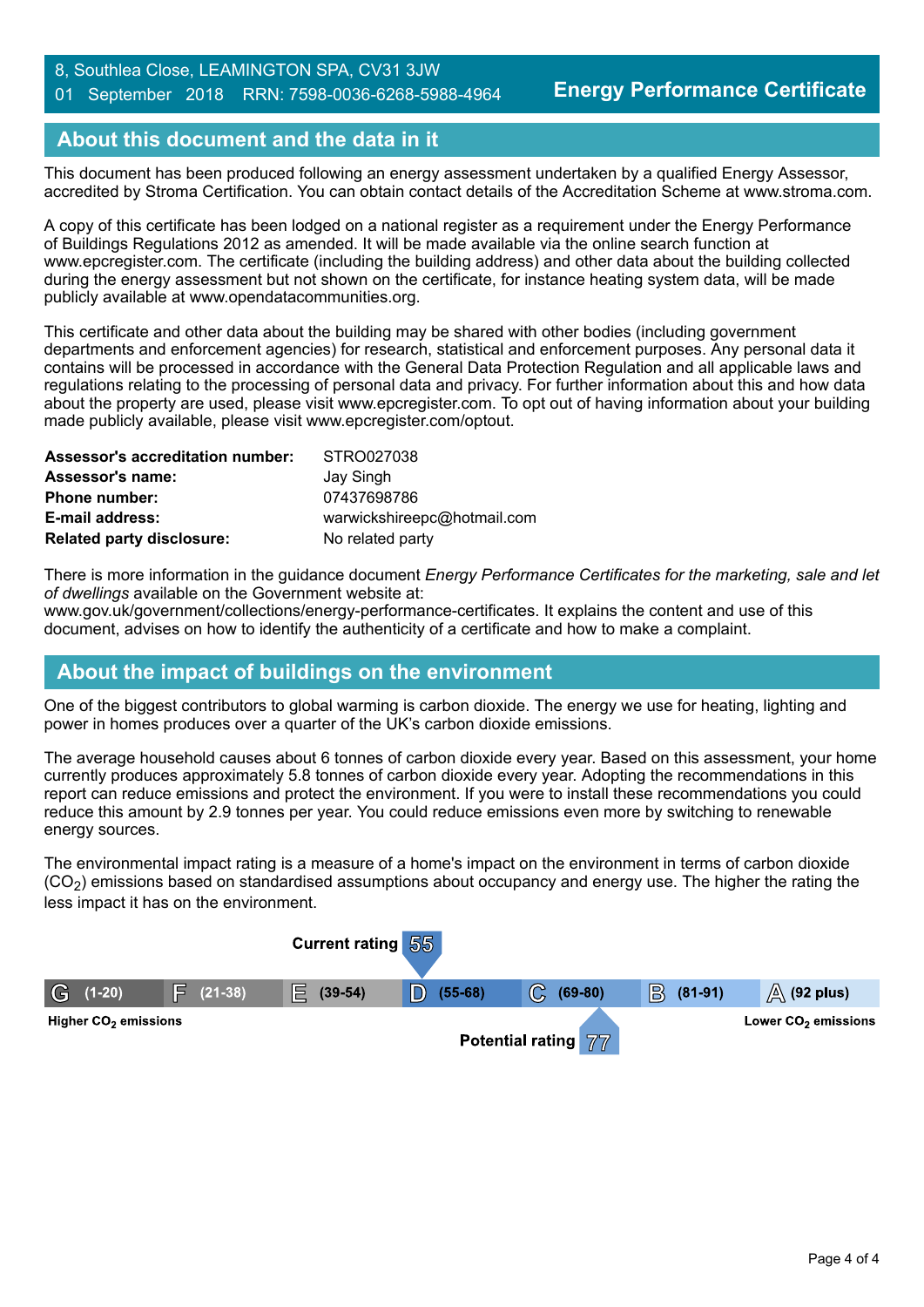8, Southlea Close, LEAMINGTON SPA, CV31 3JW
01 September 2018 RRN: 7598-0036-6268-5988-4964

**Energy Performance Certificate**

## About this document and the data in it

This document has been produced following an energy assessment undertaken by a qualified Energy Assessor, accredited by Stroma Certification. You can obtain contact details of the Accreditation Scheme at www.stroma.com.

A copy of this certificate has been lodged on a national register as a requirement under the Energy Performance of Buildings Regulations 2012 as amended. It will be made available via the online search function at www.epcregister.com. The certificate (including the building address) and other data about the building collected during the energy assessment but not shown on the certificate, for instance heating system data, will be made publicly available at www.opendatacommunities.org.

This certificate and other data about the building may be shared with other bodies (including government departments and enforcement agencies) for research, statistical and enforcement purposes. Any personal data it contains will be processed in accordance with the General Data Protection Regulation and all applicable laws and regulations relating to the processing of personal data and privacy. For further information about this and how data about the property are used, please visit www.epcregister.com. To opt out of having information about your building made publicly available, please visit www.epcregister.com/optout.

| | |
|---|---|
| **Assessor's accreditation number:** | STRO027038 |
| **Assessor's name:** | Jay Singh |
| **Phone number:** | 07437698786 |
| **E-mail address:** | warwickshireepc@hotmail.com |
| **Related party disclosure:** | No related party |

There is more information in the guidance document *Energy Performance Certificates for the marketing, sale and let of dwellings* available on the Government website at: www.gov.uk/government/collections/energy-performance-certificates. It explains the content and use of this document, advises on how to identify the authenticity of a certificate and how to make a complaint.

## About the impact of buildings on the environment

One of the biggest contributors to global warming is carbon dioxide. The energy we use for heating, lighting and power in homes produces over a quarter of the UK's carbon dioxide emissions.

The average household causes about 6 tonnes of carbon dioxide every year. Based on this assessment, your home currently produces approximately 5.8 tonnes of carbon dioxide every year. Adopting the recommendations in this report can reduce emissions and protect the environment. If you were to install these recommendations you could reduce this amount by 2.9 tonnes per year. You could reduce emissions even more by switching to renewable energy sources.

The environmental impact rating is a measure of a home's impact on the environment in terms of carbon dioxide ($CO_2$) emissions based on standardised assumptions about occupancy and energy use. The higher the rating the less impact it has on the environment.

Current rating 55

G (1-20) F (21-38) E (39-54) D (55-68) C (69-80) B (81-91) A (92 plus)

Higher $CO_2$ emissions

Lower $CO_2$ emissions

Potential rating 77